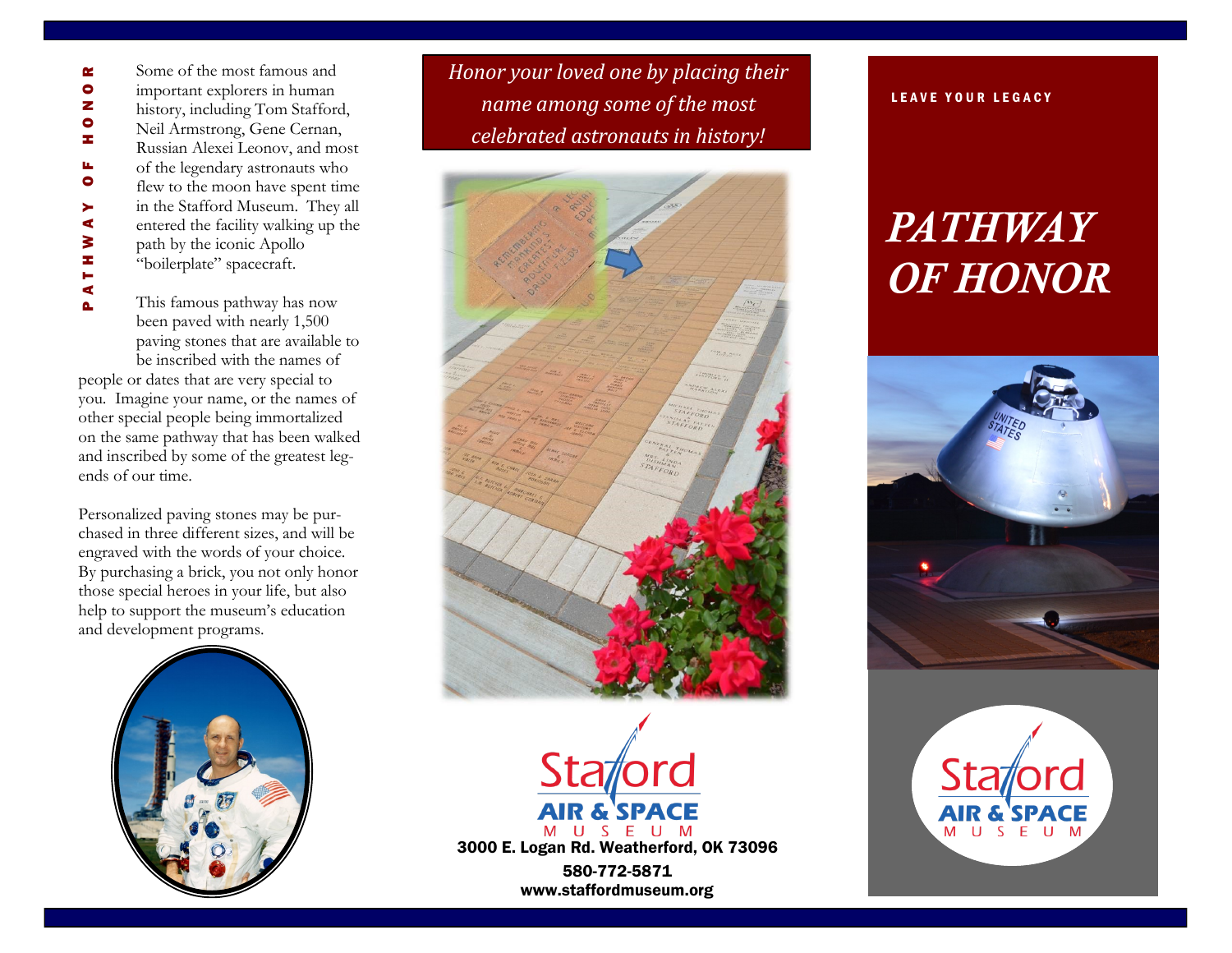PATHWAY OF HONOR

Some of the most famous and important explorers in human history, including Tom Stafford, Neil Armstrong, Gene Cernan, Russian Alexei Leonov, and most of the legendary astronauts who flew to the moon have spent time in the Stafford Museum. They all entered the facility walking up the path by the iconic Apollo "boilerplate" spacecraft.

This famous pathway has now been paved with nearly 1,500 paving stones that are available to be inscribed with the names of people or dates that are very special to you. Imagine your name, or the names of other special people being immortalized on the same pathway that has been walked and inscribed by some of the greatest legends of our time.

Personalized paving stones may be purchased in three different sizes, and will be engraved with the words of your choice. By purchasing a brick, you not only honor those special heroes in your life, but also help to support the museum's education and development programs.

*Honor your loved one by placing their name among some of the most celebrated astronauts in history!*

Stafford AIR & SPACE MUSEUM

3000 E. Logan Rd. Weatherford, OK 73096

580-772-5871

www.staffordmuseum.org

LEAVE YOUR LEGACY

# *PATHWAY OF HONOR*

Stafford AIR & SPACE MUSEUM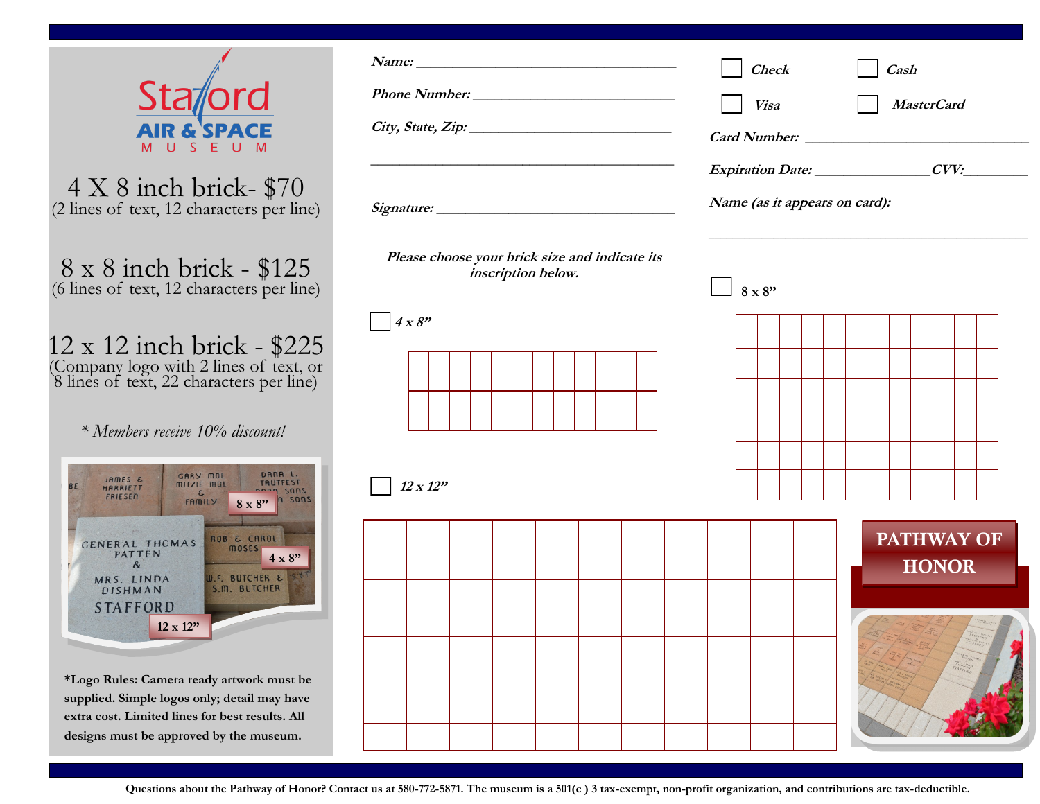Stafford AIR & SPACE MUSEUM

4 X 8 inch brick- $70
(2 lines of text, 12 characters per line)

8 x 8 inch brick - $125
(6 lines of text, 12 characters per line)

12 x 12 inch brick - $225
(Company logo with 2 lines of text, or 8 lines of text, 22 characters per line)

*\* Members receive 10% discount!*

8 x 8”

4 x 8”

12 x 12”

**\*Logo Rules: Camera ready artwork must be supplied. Simple logos only; detail may have extra cost. Limited lines for best results. All designs must be approved by the museum.**

***Name:*** ______________________________

***Phone Number:*** ______________________________

***City, State, Zip:*** ______________________________

______________________________

***Signature:*** ______________________________

☐ ***Check*** ☐ ***Cash***

☐ ***Visa*** ☐ ***MasterCard***

***Card Number:*** ______________________________

***Expiration Date:*** ________________ ***CVV:*** ________

***Name (as it appears on card):***

______________________________

***Please choose your brick size and indicate its inscription below.***

☐ ***4 x 8”***

| | | | | | | | | | | | |
|---|---|---|---|---|---|---|---|---|---|---|---|
| | | | | | | | | | | | |
| | | | | | | | | | | | |

☐ **8 x 8”**

| | | | | | | | | | | | |
|---|---|---|---|---|---|---|---|---|---|---|---|
| | | | | | | | | | | | |
| | | | | | | | | | | | |
| | | | | | | | | | | | |
| | | | | | | | | | | | |
| | | | | | | | | | | | |
| | | | | | | | | | | | |

☐ ***12 x 12”***

| | | | | | | | | | | | | | | | | | | | | | |
|---|---|---|---|---|---|---|---|---|---|---|---|---|---|---|---|---|---|---|---|---|---|
| | | | | | | | | | | | | | | | | | | | | | |
| | | | | | | | | | | | | | | | | | | | | | |
| | | | | | | | | | | | | | | | | | | | | | |
| | | | | | | | | | | | | | | | | | | | | | |
| | | | | | | | | | | | | | | | | | | | | | |
| | | | | | | | | | | | | | | | | | | | | | |
| | | | | | | | | | | | | | | | | | | | | | |
| | | | | | | | | | | | | | | | | | | | | | |

**PATHWAY OF HONOR**

**Questions about the Pathway of Honor? Contact us at 580-772-5871. The museum is a 501(c ) 3 tax-exempt, non-profit organization, and contributions are tax-deductible.**